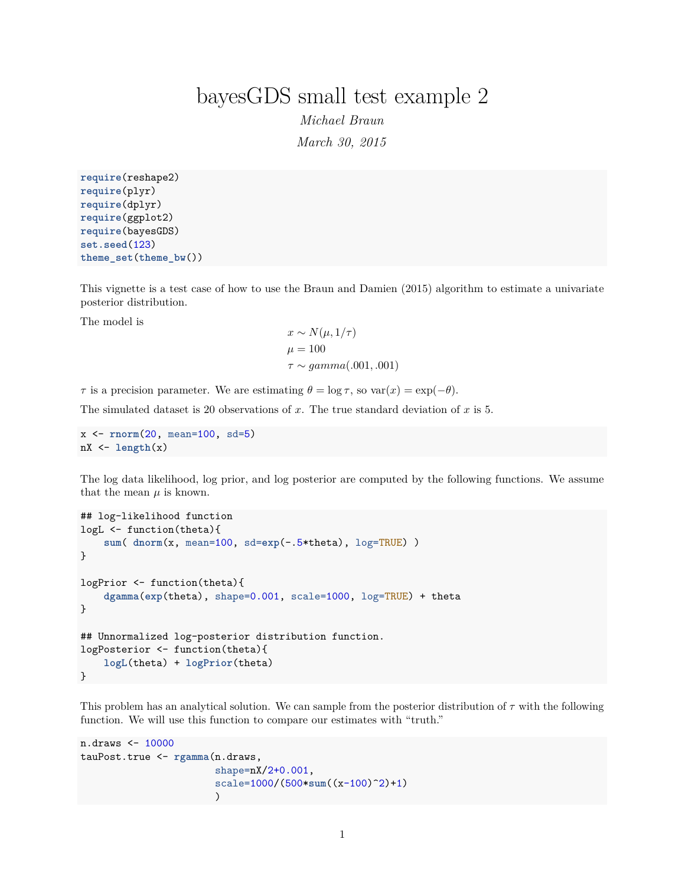# bayesGDS small test example 2

*Michael Braun*

*March 30, 2015*

```
require(reshape2)
require(plyr)
require(dplyr)
require(ggplot2)
require(bayesGDS)
set.seed(123)
theme_set(theme_bw())
```

This vignette is a test case of how to use the Braun and Damien (2015) algorithm to estimate a univariate posterior distribution.

The model is

$$
\begin{aligned}
x &\sim N(\mu, 1/\tau) \\
\mu &= 100 \\
\tau &\sim gamma(.001, .001)
\end{aligned}
$$

$\tau$ is a precision parameter. We are estimating $\theta = \log \tau$, so $\text{var}(x) = \exp(-\theta)$.

The simulated dataset is 20 observations of $x$. The true standard deviation of $x$ is 5.

```
x <- rnorm(20, mean=100, sd=5)
nX <- length(x)
```

The log data likelihood, log prior, and log posterior are computed by the following functions. We assume that the mean $\mu$ is known.

```
## log-likelihood function
logL <- function(theta){
    sum( dnorm(x, mean=100, sd=exp(-.5*theta), log=TRUE) )
}

logPrior <- function(theta){
    dgamma(exp(theta), shape=0.001, scale=1000, log=TRUE) + theta
}

## Unnormalized log-posterior distribution function.
logPosterior <- function(theta){
    logL(theta) + logPrior(theta)
}
```

This problem has an analytical solution. We can sample from the posterior distribution of $\tau$ with the following function. We will use this function to compare our estimates with "truth."

```
n.draws <- 10000
tauPost.true <- rgamma(n.draws,
                       shape=nX/2+0.001,
                       scale=1000/(500*sum((x-100)^2)+1)
                       )
```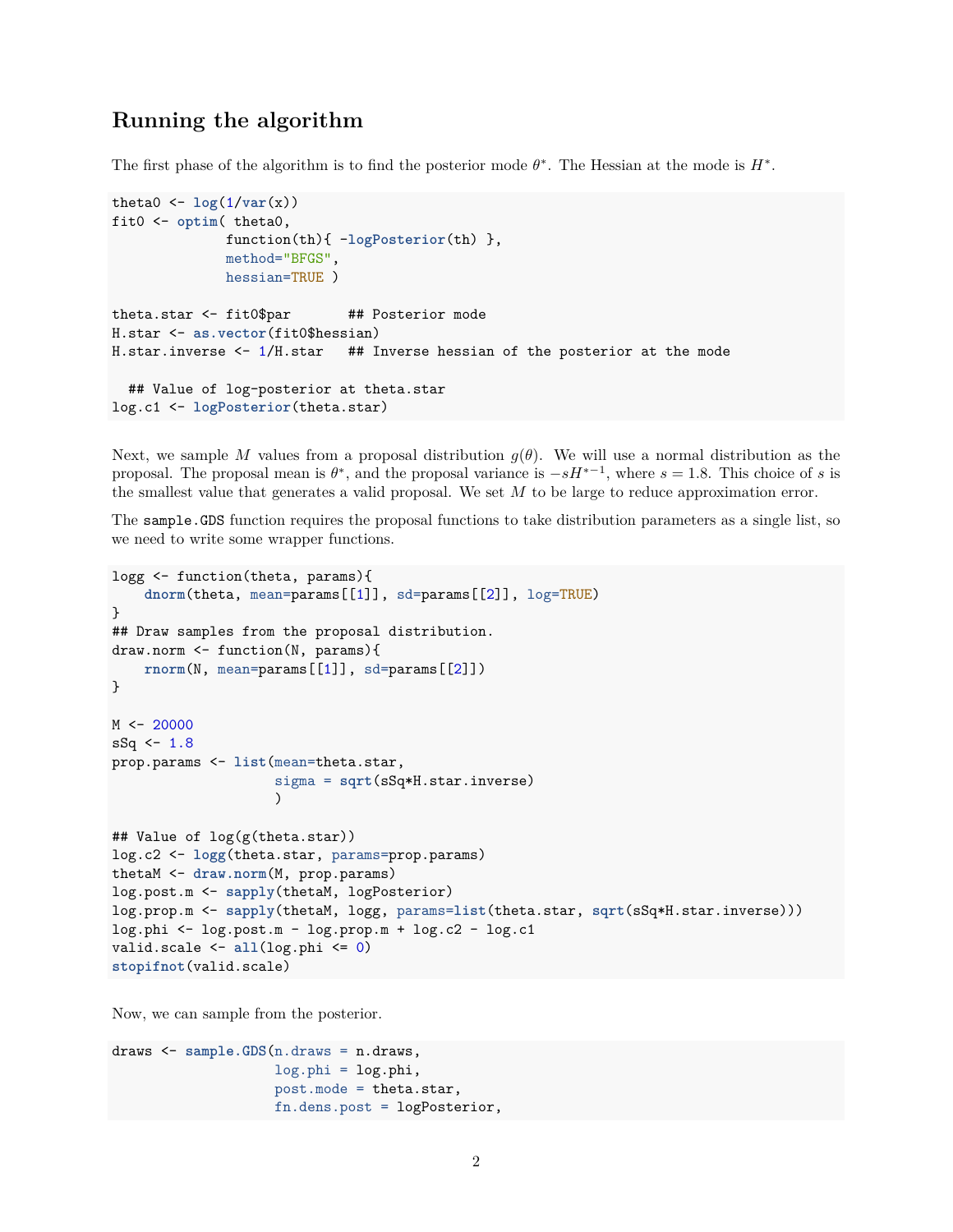## Running the algorithm

The first phase of the algorithm is to find the posterior mode $\theta^*$. The Hessian at the mode is $H^*$.

```
theta0 <- log(1/var(x))
fit0 <- optim( theta0,
              function(th){ -logPosterior(th) },
              method="BFGS",
              hessian=TRUE )

theta.star <- fit0$par       ## Posterior mode
H.star <- as.vector(fit0$hessian)
H.star.inverse <- 1/H.star   ## Inverse hessian of the posterior at the mode

  ## Value of log-posterior at theta.star
log.c1 <- logPosterior(theta.star)
```

Next, we sample $M$ values from a proposal distribution $g(\theta)$. We will use a normal distribution as the proposal. The proposal mean is $\theta^*$, and the proposal variance is $-sH^{*-1}$, where $s = 1.8$. This choice of $s$ is the smallest value that generates a valid proposal. We set $M$ to be large to reduce approximation error.

The `sample.GDS` function requires the proposal functions to take distribution parameters as a single list, so we need to write some wrapper functions.

```
logg <- function(theta, params){
    dnorm(theta, mean=params[[1]], sd=params[[2]], log=TRUE)
}
## Draw samples from the proposal distribution.
draw.norm <- function(N, params){
    rnorm(N, mean=params[[1]], sd=params[[2]])
}

M <- 20000
sSq <- 1.8
prop.params <- list(mean=theta.star,
                    sigma = sqrt(sSq*H.star.inverse)
                    )

## Value of log(g(theta.star))
log.c2 <- logg(theta.star, params=prop.params)
thetaM <- draw.norm(M, prop.params)
log.post.m <- sapply(thetaM, logPosterior)
log.prop.m <- sapply(thetaM, logg, params=list(theta.star, sqrt(sSq*H.star.inverse)))
log.phi <- log.post.m - log.prop.m + log.c2 - log.c1
valid.scale <- all(log.phi <= 0)
stopifnot(valid.scale)
```

Now, we can sample from the posterior.

```
draws <- sample.GDS(n.draws = n.draws,
                    log.phi = log.phi,
                    post.mode = theta.star,
                    fn.dens.post = logPosterior,
```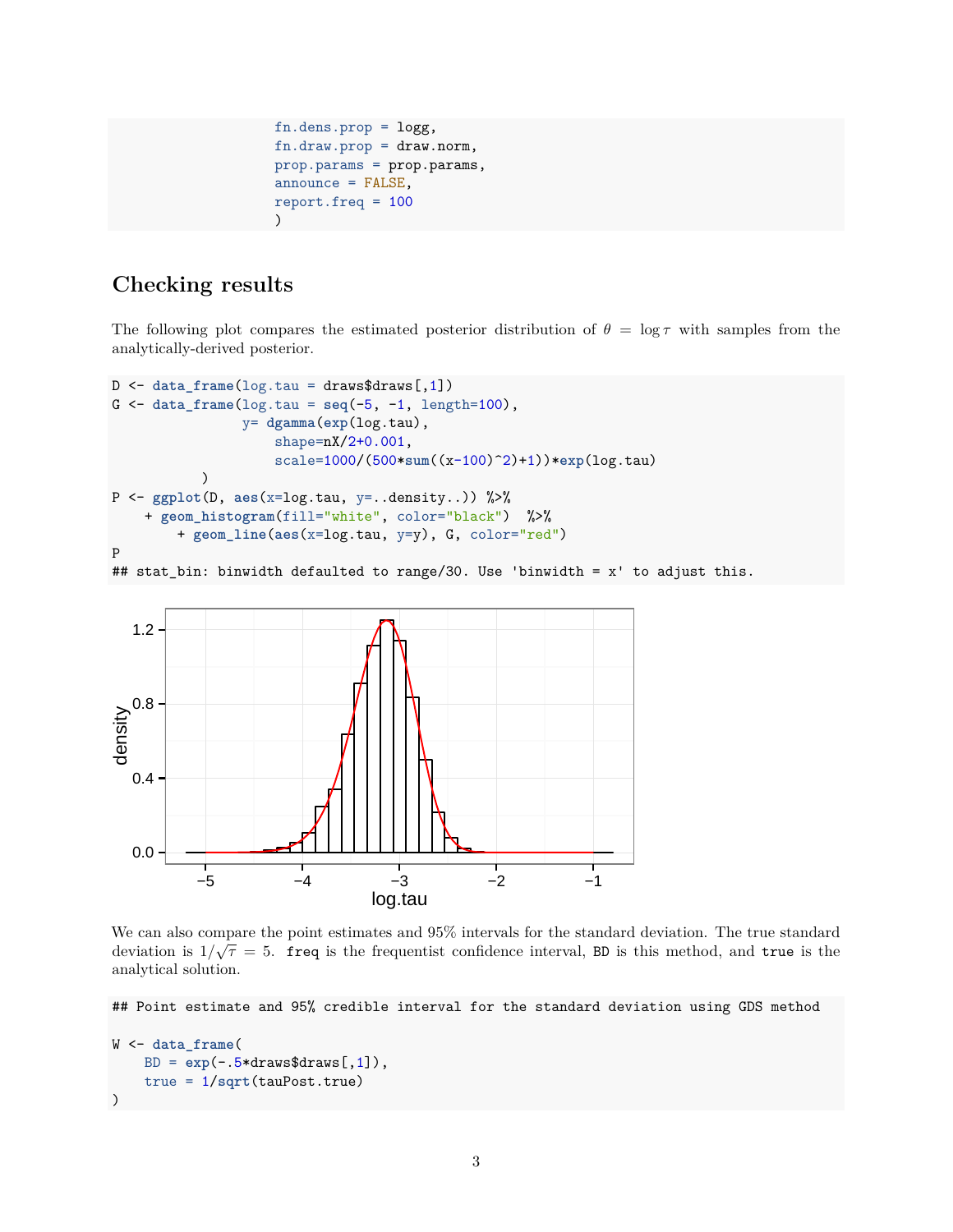```
                    fn.dens.prop = logg,
                    fn.draw.prop = draw.norm,
                    prop.params = prop.params,
                    announce = FALSE,
                    report.freq = 100
                    )
```

## Checking results

The following plot compares the estimated posterior distribution of $\theta = \log \tau$ with samples from the analytically-derived posterior.

```
D <- data_frame(log.tau = draws$draws[,1])
G <- data_frame(log.tau = seq(-5, -1, length=100),
               y= dgamma(exp(log.tau),
                   shape=nX/2+0.001,
                   scale=1000/(500*sum((x-100)^2)+1))*exp(log.tau)
          )
P <- ggplot(D, aes(x=log.tau, y=..density..)) %>%
    + geom_histogram(fill="white", color="black")  %>%
        + geom_line(aes(x=log.tau, y=y), G, color="red")
P
## stat_bin: binwidth defaulted to range/30. Use 'binwidth = x' to adjust this.
```

We can also compare the point estimates and 95% intervals for the standard deviation. The true standard deviation is $1/\sqrt{\tau} = 5$. `freq` is the frequentist confidence interval, `BD` is this method, and `true` is the analytical solution.

```
## Point estimate and 95% credible interval for the standard deviation using GDS method

W <- data_frame(
    BD = exp(-.5*draws$draws[,1]),
    true = 1/sqrt(tauPost.true)
)
```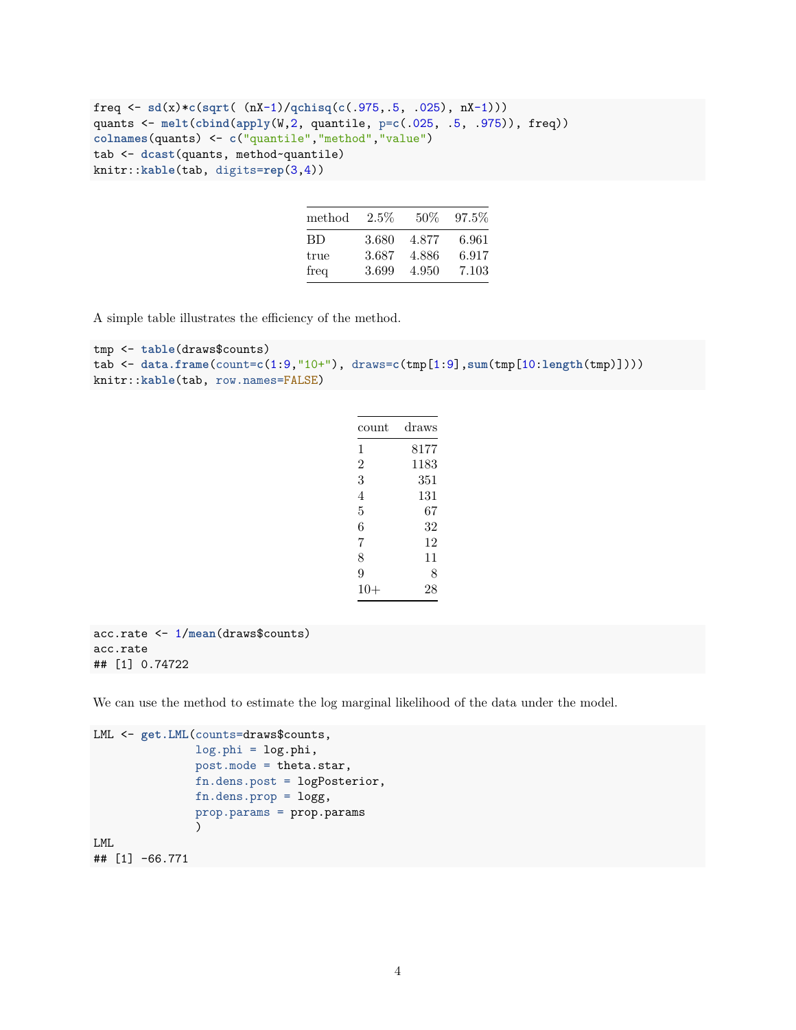```
freq <- sd(x)*c(sqrt( (nX-1)/qchisq(c(.975,.5, .025), nX-1)))
quants <- melt(cbind(apply(W,2, quantile, p=c(.025, .5, .975)), freq))
colnames(quants) <- c("quantile","method","value")
tab <- dcast(quants, method~quantile)
knitr::kable(tab, digits=rep(3,4))
```

| method | 2.5% | 50% | 97.5% |
|---|---|---|---|
| BD | 3.680 | 4.877 | 6.961 |
| true | 3.687 | 4.886 | 6.917 |
| freq | 3.699 | 4.950 | 7.103 |

A simple table illustrates the efficiency of the method.

```
tmp <- table(draws$counts)
tab <- data.frame(count=c(1:9,"10+"), draws=c(tmp[1:9],sum(tmp[10:length(tmp)])))
knitr::kable(tab, row.names=FALSE)
```

| count | draws |
|---|---|
| 1 | 8177 |
| 2 | 1183 |
| 3 | 351 |
| 4 | 131 |
| 5 | 67 |
| 6 | 32 |
| 7 | 12 |
| 8 | 11 |
| 9 | 8 |
| 10+ | 28 |

```
acc.rate <- 1/mean(draws$counts)
acc.rate
## [1] 0.74722
```

We can use the method to estimate the log marginal likelihood of the data under the model.

```
LML <- get.LML(counts=draws$counts,
               log.phi = log.phi,
               post.mode = theta.star,
               fn.dens.post = logPosterior,
               fn.dens.prop = logg,
               prop.params = prop.params
               )
LML
## [1] -66.771
```